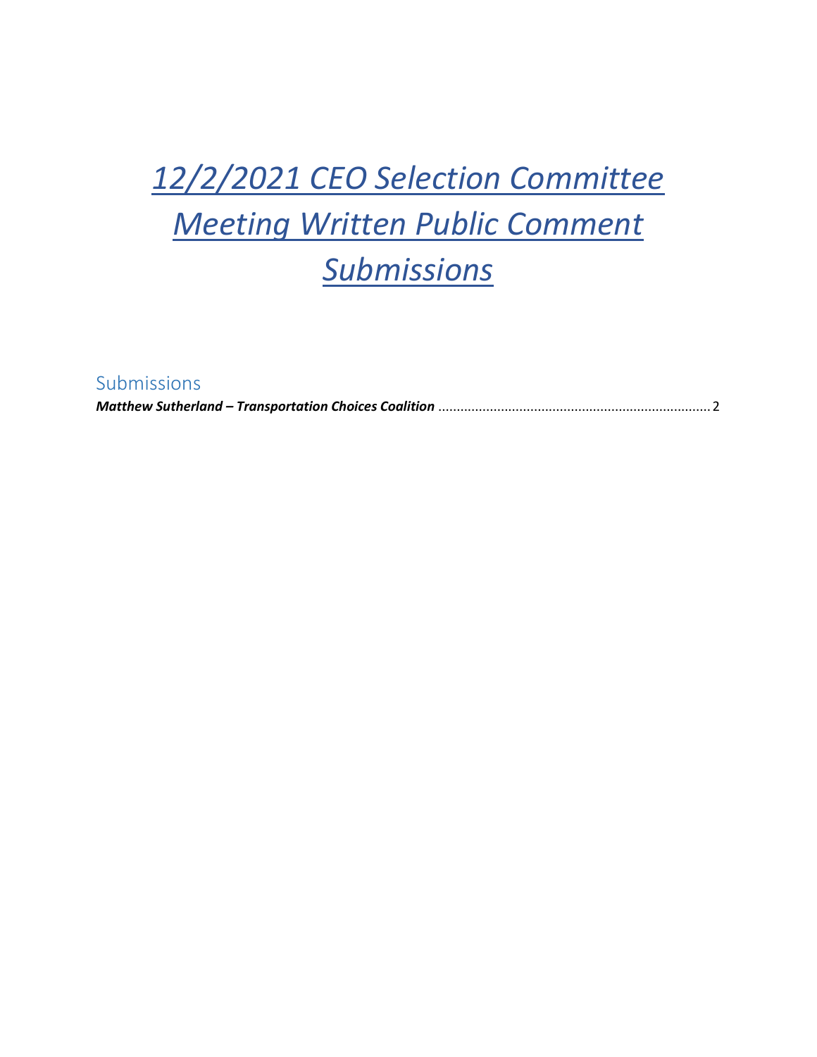# *12/2/2021 CEO Selection Committee Meeting Written Public Comment Submissions*

## Submissions

***Matthew Sutherland – Transportation Choices Coalition*** ........................................................................ 2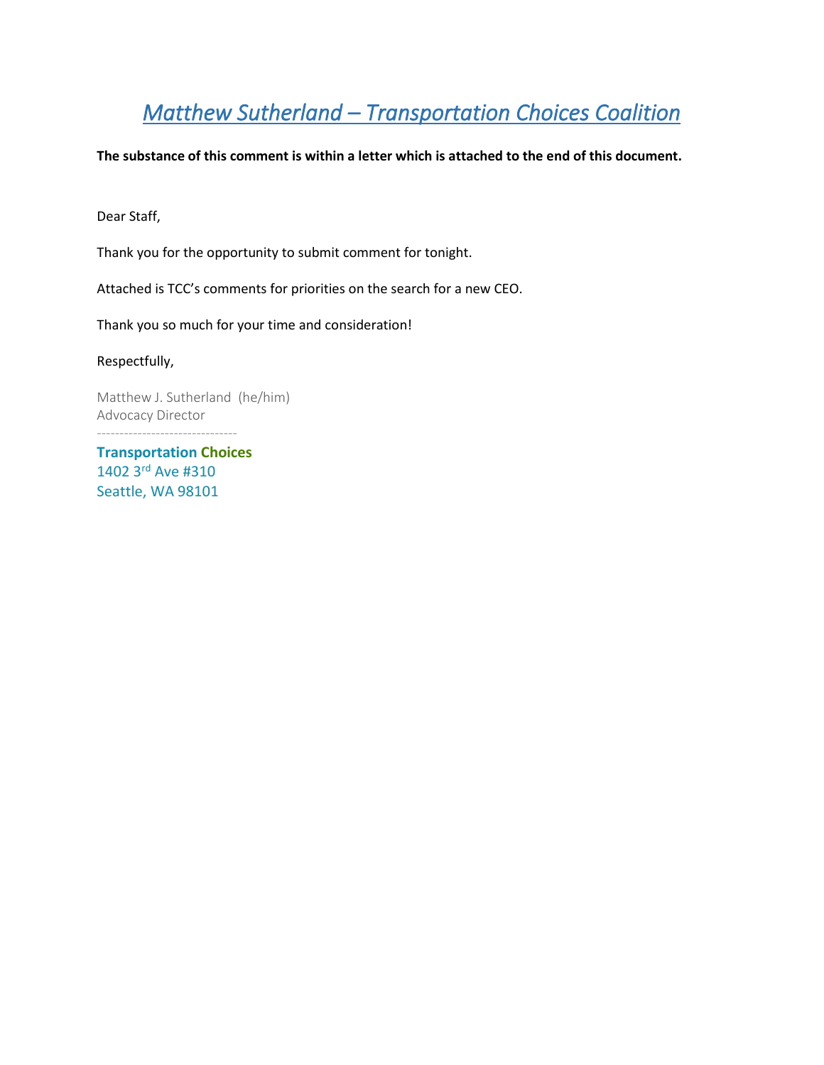# *Matthew Sutherland – Transportation Choices Coalition*

**The substance of this comment is within a letter which is attached to the end of this document.**

Dear Staff,

Thank you for the opportunity to submit comment for tonight.

Attached is TCC's comments for priorities on the search for a new CEO.

Thank you so much for your time and consideration!

Respectfully,

Matthew J. Sutherland (he/him)
Advocacy Director

-------------------------------

**Transportation Choices**
1402 3rd Ave #310
Seattle, WA 98101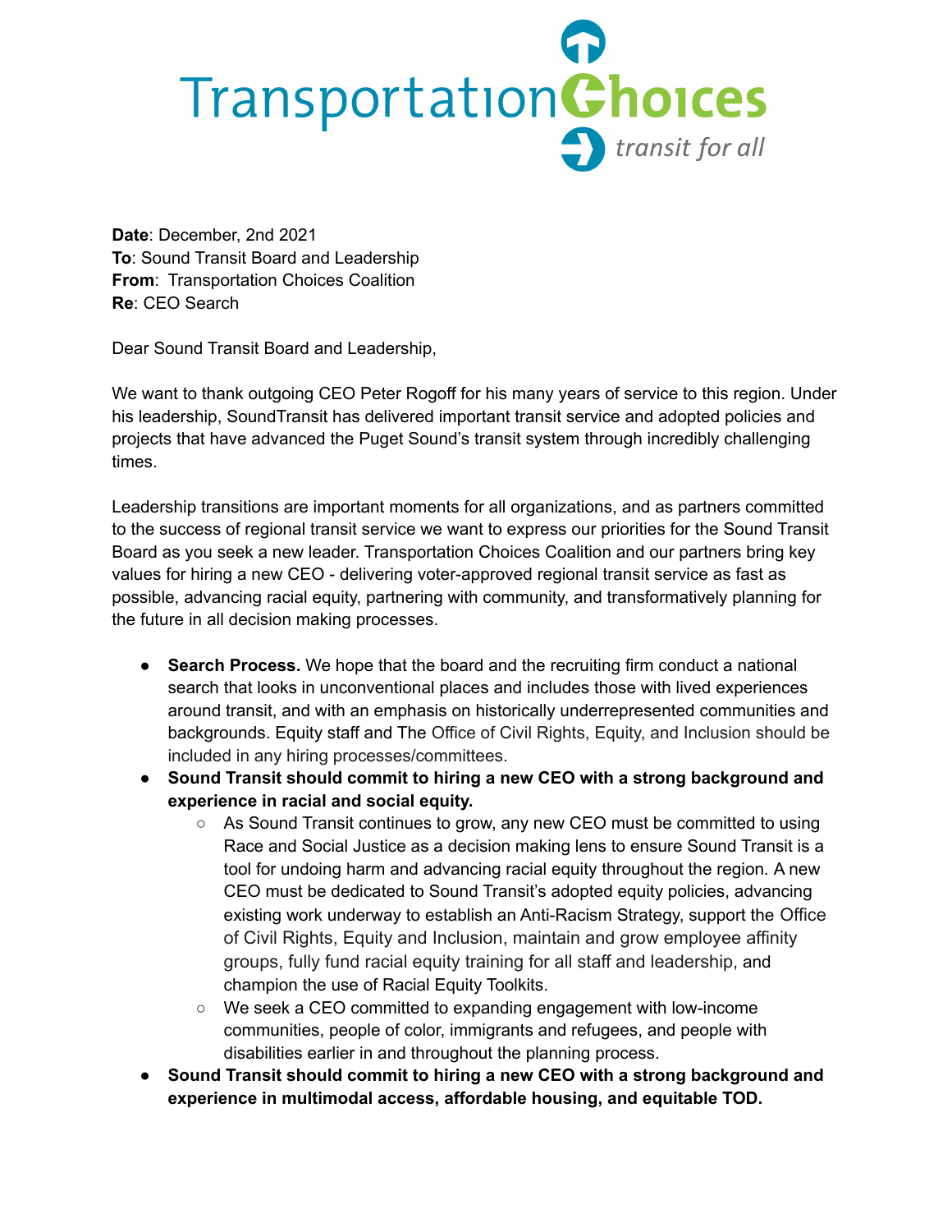**Date**: December, 2nd 2021
**To**: Sound Transit Board and Leadership
**From**: Transportation Choices Coalition
**Re**: CEO Search

Dear Sound Transit Board and Leadership,

We want to thank outgoing CEO Peter Rogoff for his many years of service to this region. Under his leadership, SoundTransit has delivered important transit service and adopted policies and projects that have advanced the Puget Sound's transit system through incredibly challenging times.

Leadership transitions are important moments for all organizations, and as partners committed to the success of regional transit service we want to express our priorities for the Sound Transit Board as you seek a new leader. Transportation Choices Coalition and our partners bring key values for hiring a new CEO - delivering voter-approved regional transit service as fast as possible, advancing racial equity, partnering with community, and transformatively planning for the future in all decision making processes.

- **Search Process.** We hope that the board and the recruiting firm conduct a national search that looks in unconventional places and includes those with lived experiences around transit, and with an emphasis on historically underrepresented communities and backgrounds. Equity staff and The Office of Civil Rights, Equity, and Inclusion should be included in any hiring processes/committees.
- **Sound Transit should commit to hiring a new CEO with a strong background and experience in racial and social equity.**
  - As Sound Transit continues to grow, any new CEO must be committed to using Race and Social Justice as a decision making lens to ensure Sound Transit is a tool for undoing harm and advancing racial equity throughout the region. A new CEO must be dedicated to Sound Transit's adopted equity policies, advancing existing work underway to establish an Anti-Racism Strategy, support the Office of Civil Rights, Equity and Inclusion, maintain and grow employee affinity groups, fully fund racial equity training for all staff and leadership, and champion the use of Racial Equity Toolkits.
  - We seek a CEO committed to expanding engagement with low-income communities, people of color, immigrants and refugees, and people with disabilities earlier in and throughout the planning process.
- **Sound Transit should commit to hiring a new CEO with a strong background and experience in multimodal access, affordable housing, and equitable TOD.**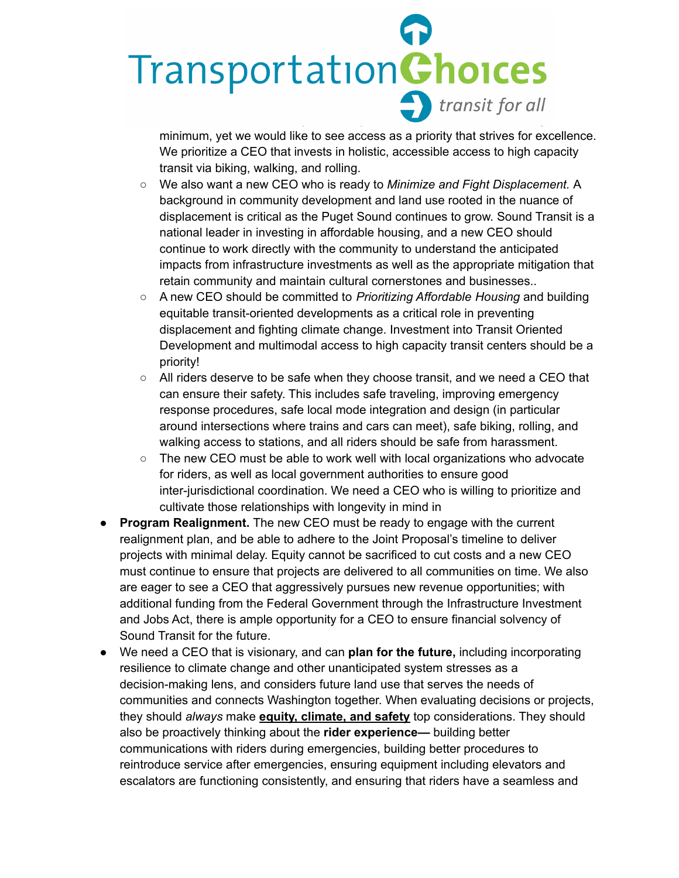minimum, yet we would like to see access as a priority that strives for excellence. We prioritize a CEO that invests in holistic, accessible access to high capacity transit via biking, walking, and rolling.

- We also want a new CEO who is ready to *Minimize and Fight Displacement.* A background in community development and land use rooted in the nuance of displacement is critical as the Puget Sound continues to grow. Sound Transit is a national leader in investing in affordable housing, and a new CEO should continue to work directly with the community to understand the anticipated impacts from infrastructure investments as well as the appropriate mitigation that retain community and maintain cultural cornerstones and businesses..
- A new CEO should be committed to *Prioritizing Affordable Housing* and building equitable transit-oriented developments as a critical role in preventing displacement and fighting climate change. Investment into Transit Oriented Development and multimodal access to high capacity transit centers should be a priority!
- All riders deserve to be safe when they choose transit, and we need a CEO that can ensure their safety. This includes safe traveling, improving emergency response procedures, safe local mode integration and design (in particular around intersections where trains and cars can meet), safe biking, rolling, and walking access to stations, and all riders should be safe from harassment.
- The new CEO must be able to work well with local organizations who advocate for riders, as well as local government authorities to ensure good inter-jurisdictional coordination. We need a CEO who is willing to prioritize and cultivate those relationships with longevity in mind in

- **Program Realignment.** The new CEO must be ready to engage with the current realignment plan, and be able to adhere to the Joint Proposal's timeline to deliver projects with minimal delay. Equity cannot be sacrificed to cut costs and a new CEO must continue to ensure that projects are delivered to all communities on time. We also are eager to see a CEO that aggressively pursues new revenue opportunities; with additional funding from the Federal Government through the Infrastructure Investment and Jobs Act, there is ample opportunity for a CEO to ensure financial solvency of Sound Transit for the future.
- We need a CEO that is visionary, and can **plan for the future,** including incorporating resilience to climate change and other unanticipated system stresses as a decision-making lens, and considers future land use that serves the needs of communities and connects Washington together. When evaluating decisions or projects, they should *always* make **equity, climate, and safety** top considerations. They should also be proactively thinking about the **rider experience—** building better communications with riders during emergencies, building better procedures to reintroduce service after emergencies, ensuring equipment including elevators and escalators are functioning consistently, and ensuring that riders have a seamless and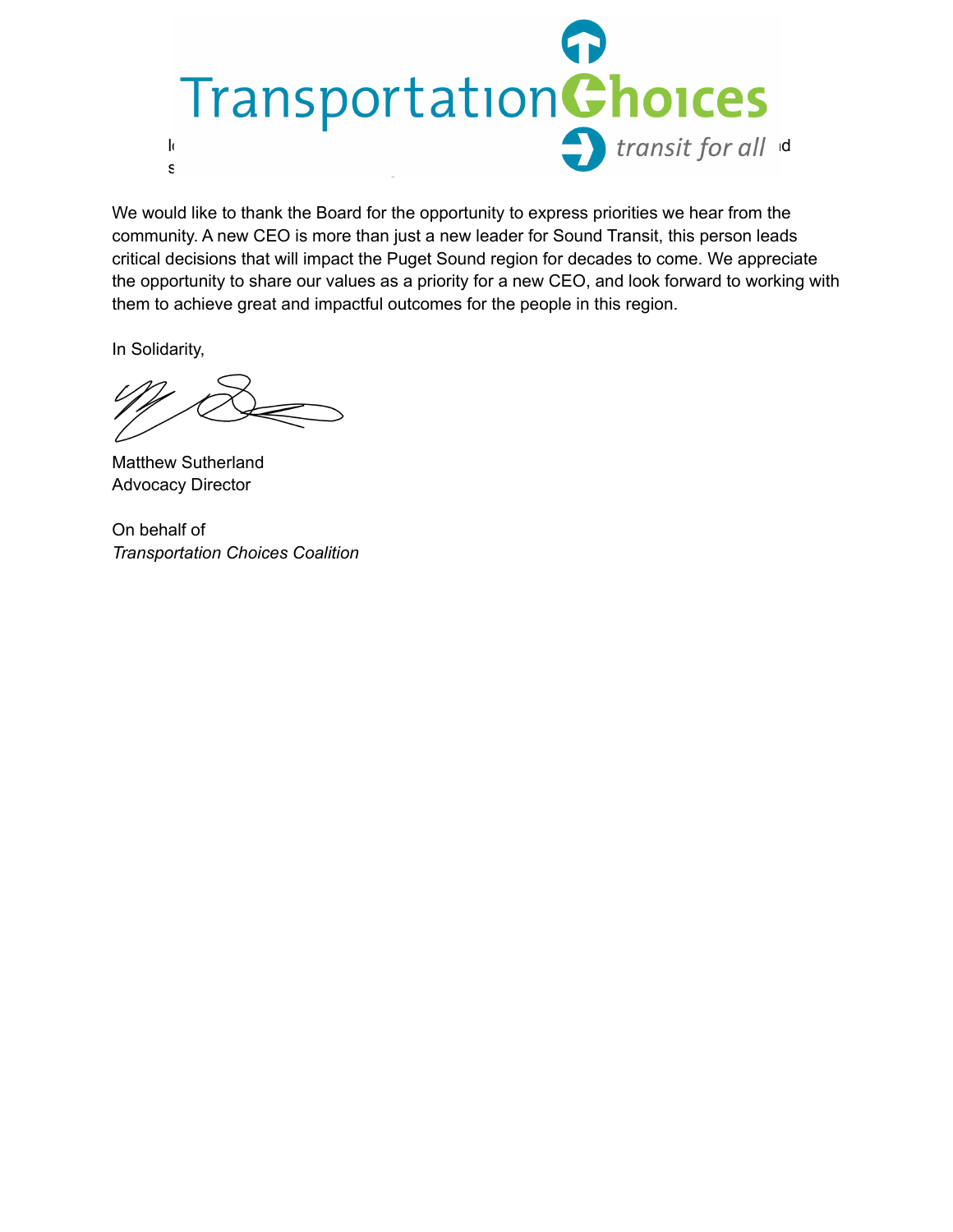We would like to thank the Board for the opportunity to express priorities we hear from the community. A new CEO is more than just a new leader for Sound Transit, this person leads critical decisions that will impact the Puget Sound region for decades to come. We appreciate the opportunity to share our values as a priority for a new CEO, and look forward to working with them to achieve great and impactful outcomes for the people in this region.

In Solidarity,

Matthew Sutherland
Advocacy Director

On behalf of
*Transportation Choices Coalition*